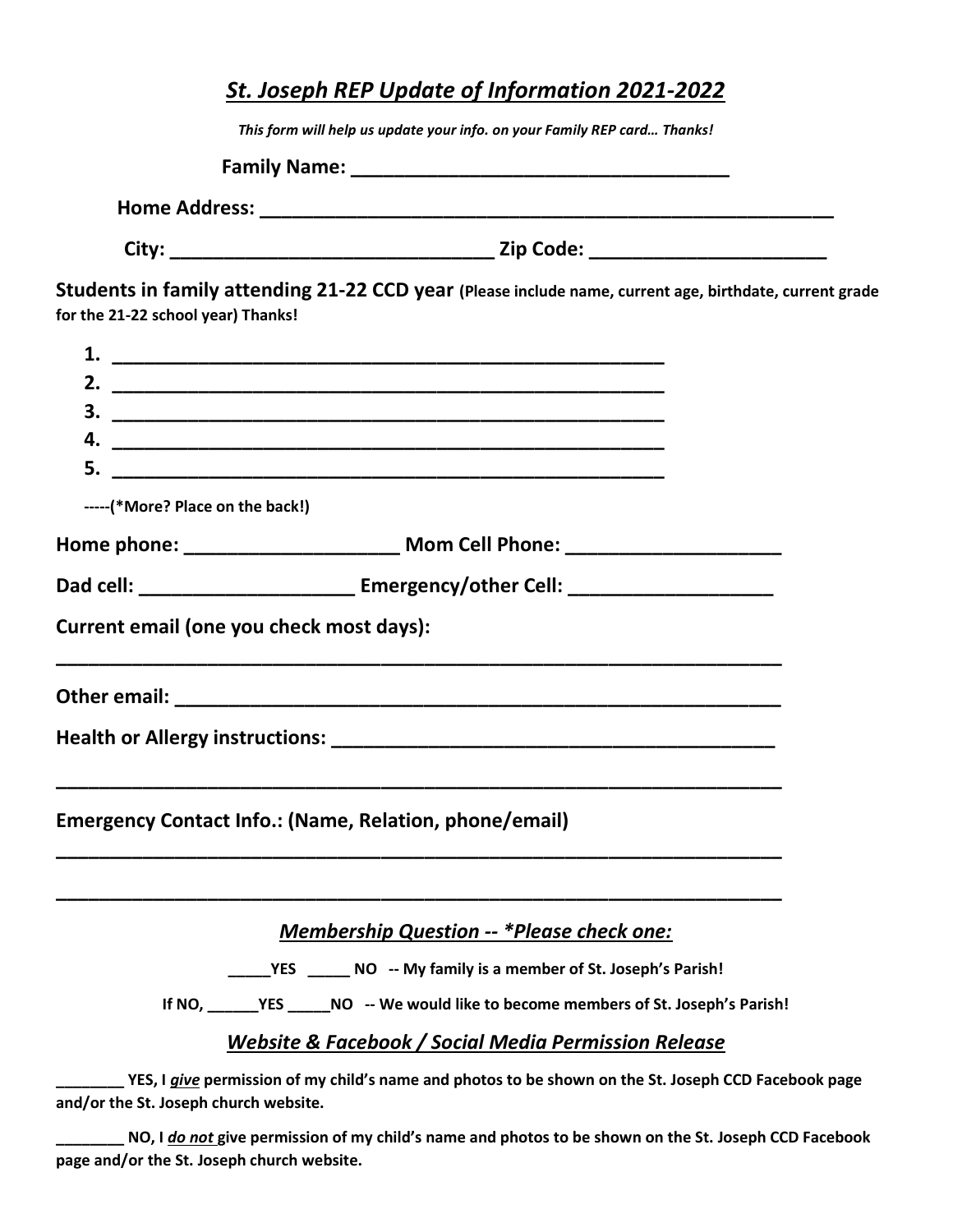## *St. Joseph REP Update of Information 2021-2022*

***This form will help us update your info. on your Family REP card… Thanks!***

**Family Name: ___________________________________**

**Home Address: _______________________________________________________**

**City: ______________________________ Zip Code: ______________________**

**Students in family attending 21-22 CCD year (Please include name, current age, birthdate, current grade for the 21-22 school year) Thanks!**

1. ____________________________________________________
2. ____________________________________________________
3. ____________________________________________________
4. ____________________________________________________
5. ____________________________________________________

**-----(*More? Place on the back!)**

**Home phone: ____________________ Mom Cell Phone: ____________________**

**Dad cell: ____________________ Emergency/other Cell: ___________________**

**Current email (one you check most days):**

**__________________________________________________________________**

**Other email: _______________________________________________________**

**Health or Allergy instructions: ________________________________________**

**__________________________________________________________________**

**Emergency Contact Info.: (Name, Relation, phone/email)**

**__________________________________________________________________**

**__________________________________________________________________**

### *Membership Question -- *Please check one:*

**_____YES _____ NO -- My family is a member of St. Joseph's Parish!**

**If NO, ______YES _____NO -- We would like to become members of St. Joseph's Parish!**

### *Website & Facebook / Social Media Permission Release*

**________ YES, I *give* permission of my child's name and photos to be shown on the St. Joseph CCD Facebook page and/or the St. Joseph church website.**

**________ NO, I *do not* give permission of my child's name and photos to be shown on the St. Joseph CCD Facebook page and/or the St. Joseph church website.**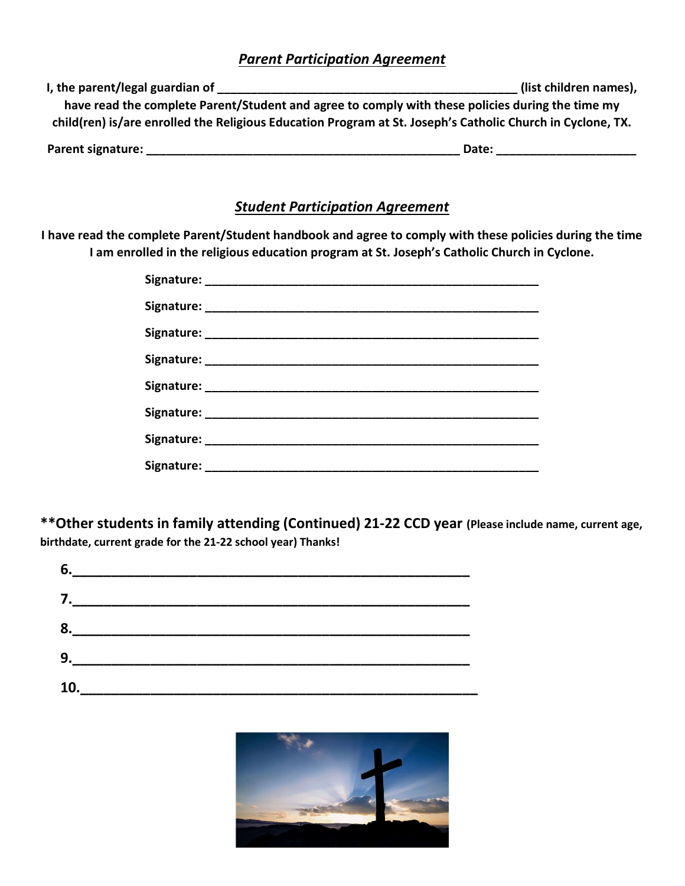## ***Parent Participation Agreement***

**I, the parent/legal guardian of _______________________________________________ (list children names), have read the complete Parent/Student and agree to comply with these policies during the time my child(ren) is/are enrolled the Religious Education Program at St. Joseph's Catholic Church in Cyclone, TX.**

**Parent signature: _________________________________________________ Date: ______________________**

## ***Student Participation Agreement***

**I have read the complete Parent/Student handbook and agree to comply with these policies during the time I am enrolled in the religious education program at St. Joseph's Catholic Church in Cyclone.**

**Signature: ____________________________________________________**

**Signature: ____________________________________________________**

**Signature: ____________________________________________________**

**Signature: ____________________________________________________**

**Signature: ____________________________________________________**

**Signature: ____________________________________________________**

**Signature: ____________________________________________________**

**Signature: ____________________________________________________**

****Other students in family attending (Continued) 21-22 CCD year (Please include name, current age, birthdate, current grade for the 21-22 school year) Thanks!**

**6.________________________________________________________**

**7.________________________________________________________**

**8.________________________________________________________**

**9.________________________________________________________**

**10.________________________________________________________**